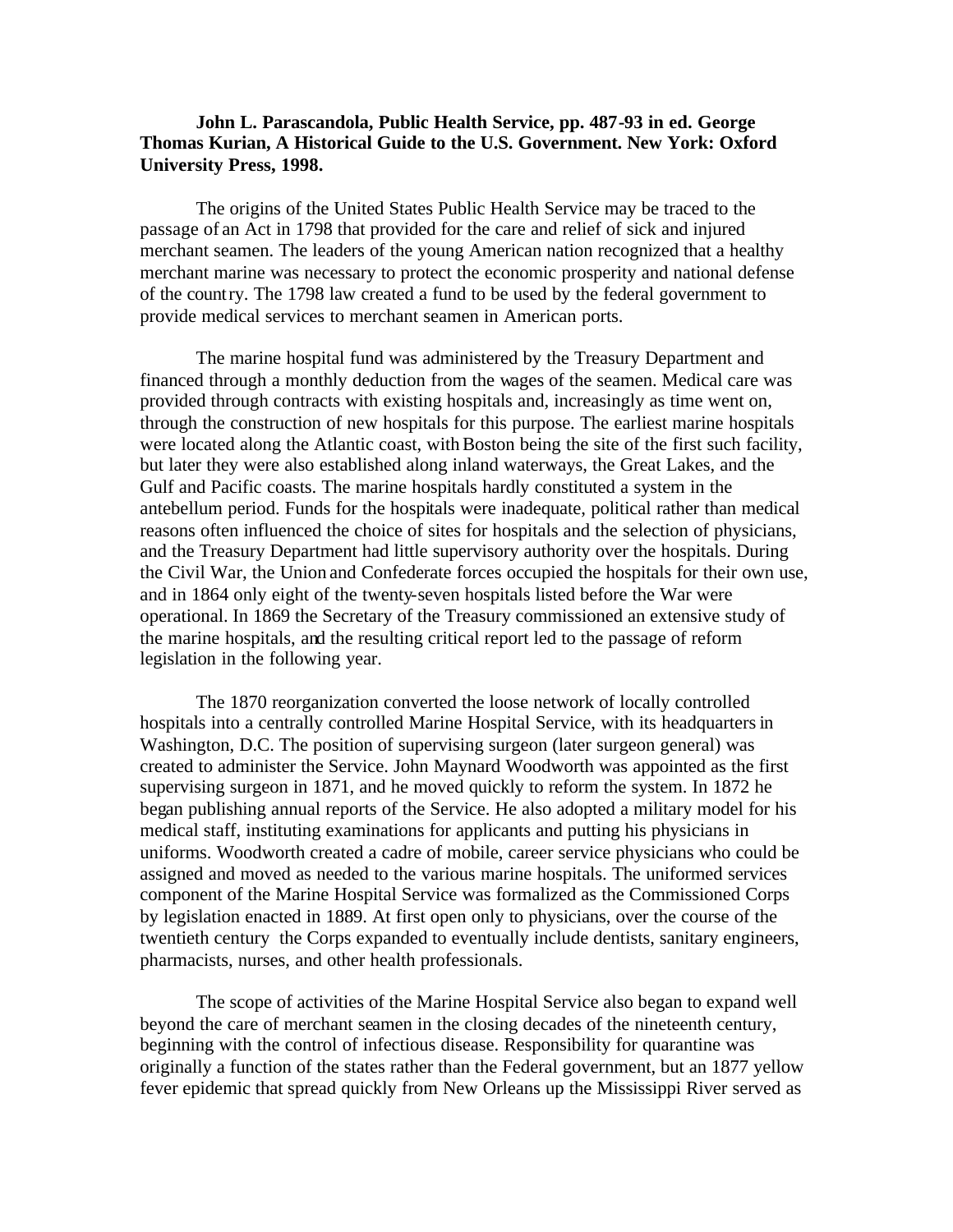**John L. Parascandola, Public Health Service, pp. 487-93 in ed. George Thomas Kurian, A Historical Guide to the U.S. Government. New York: Oxford University Press, 1998.**

The origins of the United States Public Health Service may be traced to the passage of an Act in 1798 that provided for the care and relief of sick and injured merchant seamen. The leaders of the young American nation recognized that a healthy merchant marine was necessary to protect the economic prosperity and national defense of the country. The 1798 law created a fund to be used by the federal government to provide medical services to merchant seamen in American ports.

The marine hospital fund was administered by the Treasury Department and financed through a monthly deduction from the wages of the seamen. Medical care was provided through contracts with existing hospitals and, increasingly as time went on, through the construction of new hospitals for this purpose. The earliest marine hospitals were located along the Atlantic coast, with Boston being the site of the first such facility, but later they were also established along inland waterways, the Great Lakes, and the Gulf and Pacific coasts. The marine hospitals hardly constituted a system in the antebellum period. Funds for the hospitals were inadequate, political rather than medical reasons often influenced the choice of sites for hospitals and the selection of physicians, and the Treasury Department had little supervisory authority over the hospitals. During the Civil War, the Union and Confederate forces occupied the hospitals for their own use, and in 1864 only eight of the twenty-seven hospitals listed before the War were operational. In 1869 the Secretary of the Treasury commissioned an extensive study of the marine hospitals, and the resulting critical report led to the passage of reform legislation in the following year.

The 1870 reorganization converted the loose network of locally controlled hospitals into a centrally controlled Marine Hospital Service, with its headquarters in Washington, D.C. The position of supervising surgeon (later surgeon general) was created to administer the Service. John Maynard Woodworth was appointed as the first supervising surgeon in 1871, and he moved quickly to reform the system. In 1872 he began publishing annual reports of the Service. He also adopted a military model for his medical staff, instituting examinations for applicants and putting his physicians in uniforms. Woodworth created a cadre of mobile, career service physicians who could be assigned and moved as needed to the various marine hospitals. The uniformed services component of the Marine Hospital Service was formalized as the Commissioned Corps by legislation enacted in 1889. At first open only to physicians, over the course of the twentieth century the Corps expanded to eventually include dentists, sanitary engineers, pharmacists, nurses, and other health professionals.

The scope of activities of the Marine Hospital Service also began to expand well beyond the care of merchant seamen in the closing decades of the nineteenth century, beginning with the control of infectious disease. Responsibility for quarantine was originally a function of the states rather than the Federal government, but an 1877 yellow fever epidemic that spread quickly from New Orleans up the Mississippi River served as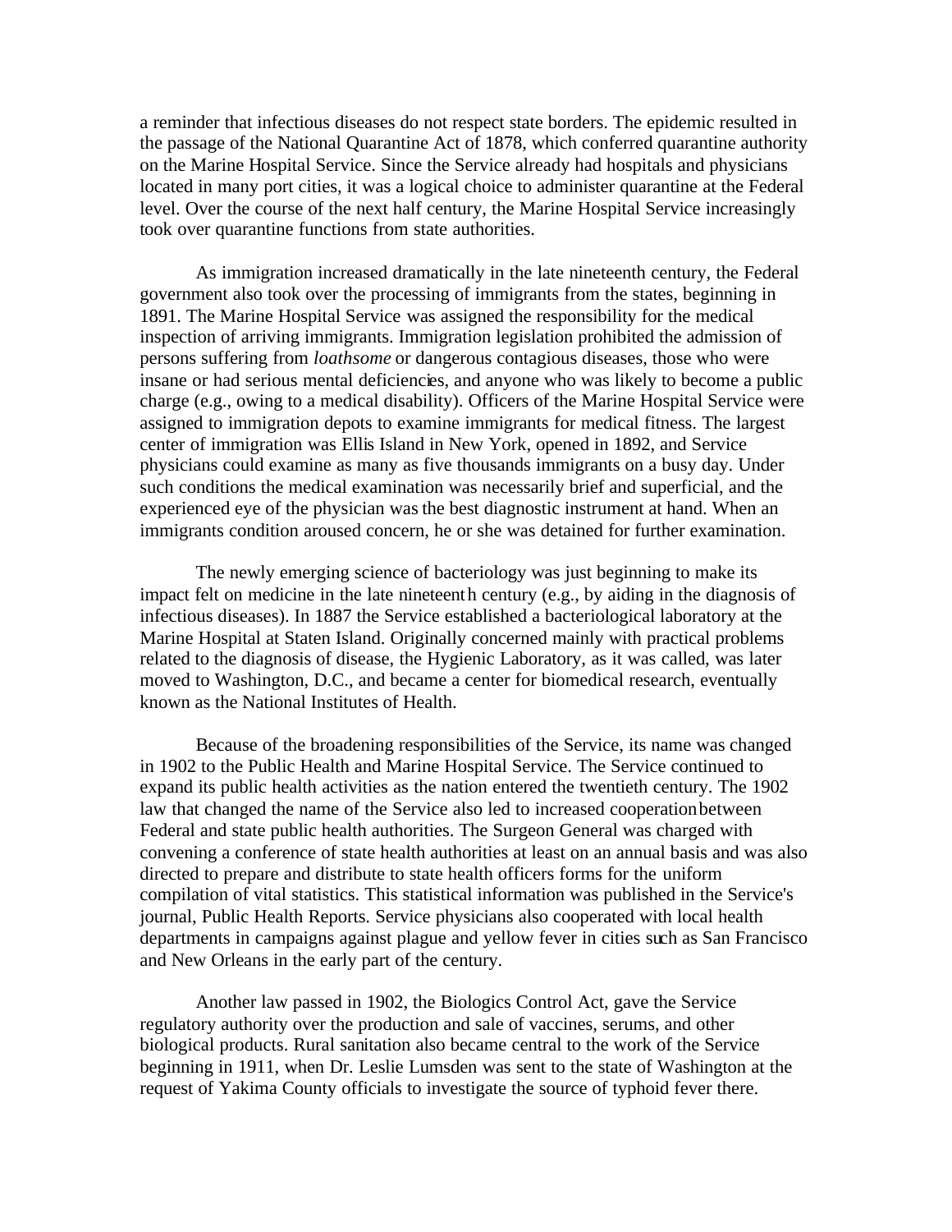a reminder that infectious diseases do not respect state borders. The epidemic resulted in the passage of the National Quarantine Act of 1878, which conferred quarantine authority on the Marine Hospital Service. Since the Service already had hospitals and physicians located in many port cities, it was a logical choice to administer quarantine at the Federal level. Over the course of the next half century, the Marine Hospital Service increasingly took over quarantine functions from state authorities.

As immigration increased dramatically in the late nineteenth century, the Federal government also took over the processing of immigrants from the states, beginning in 1891. The Marine Hospital Service was assigned the responsibility for the medical inspection of arriving immigrants. Immigration legislation prohibited the admission of persons suffering from *loathsome* or dangerous contagious diseases, those who were insane or had serious mental deficiencies, and anyone who was likely to become a public charge (e.g., owing to a medical disability). Officers of the Marine Hospital Service were assigned to immigration depots to examine immigrants for medical fitness. The largest center of immigration was Ellis Island in New York, opened in 1892, and Service physicians could examine as many as five thousands immigrants on a busy day. Under such conditions the medical examination was necessarily brief and superficial, and the experienced eye of the physician was the best diagnostic instrument at hand. When an immigrants condition aroused concern, he or she was detained for further examination.

The newly emerging science of bacteriology was just beginning to make its impact felt on medicine in the late nineteenth century (e.g., by aiding in the diagnosis of infectious diseases). In 1887 the Service established a bacteriological laboratory at the Marine Hospital at Staten Island. Originally concerned mainly with practical problems related to the diagnosis of disease, the Hygienic Laboratory, as it was called, was later moved to Washington, D.C., and became a center for biomedical research, eventually known as the National Institutes of Health.

Because of the broadening responsibilities of the Service, its name was changed in 1902 to the Public Health and Marine Hospital Service. The Service continued to expand its public health activities as the nation entered the twentieth century. The 1902 law that changed the name of the Service also led to increased cooperation between Federal and state public health authorities. The Surgeon General was charged with convening a conference of state health authorities at least on an annual basis and was also directed to prepare and distribute to state health officers forms for the uniform compilation of vital statistics. This statistical information was published in the Service's journal, Public Health Reports. Service physicians also cooperated with local health departments in campaigns against plague and yellow fever in cities such as San Francisco and New Orleans in the early part of the century.

Another law passed in 1902, the Biologics Control Act, gave the Service regulatory authority over the production and sale of vaccines, serums, and other biological products. Rural sanitation also became central to the work of the Service beginning in 1911, when Dr. Leslie Lumsden was sent to the state of Washington at the request of Yakima County officials to investigate the source of typhoid fever there.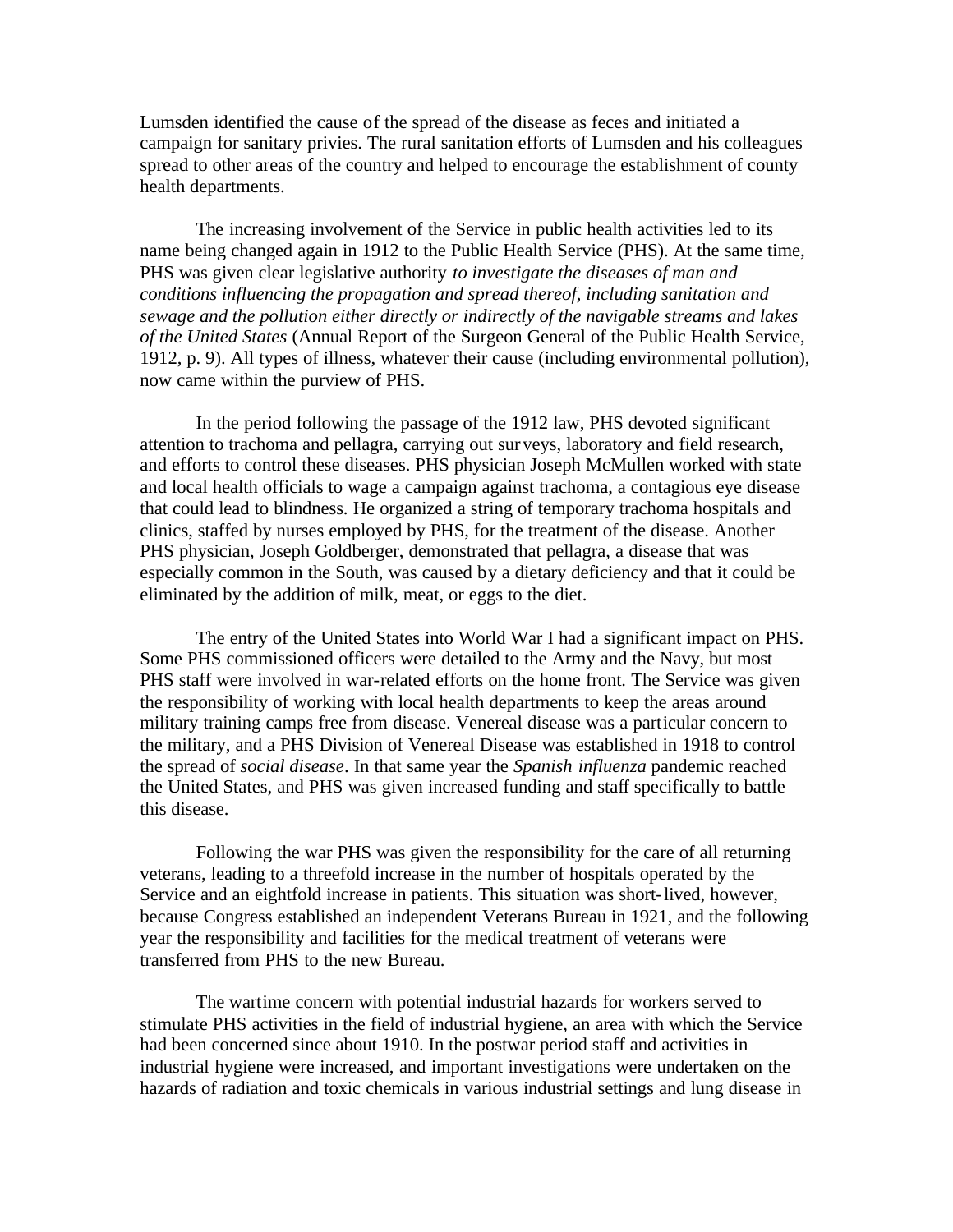Lumsden identified the cause of the spread of the disease as feces and initiated a campaign for sanitary privies. The rural sanitation efforts of Lumsden and his colleagues spread to other areas of the country and helped to encourage the establishment of county health departments.

The increasing involvement of the Service in public health activities led to its name being changed again in 1912 to the Public Health Service (PHS). At the same time, PHS was given clear legislative authority *to investigate the diseases of man and conditions influencing the propagation and spread thereof, including sanitation and sewage and the pollution either directly or indirectly of the navigable streams and lakes of the United States* (Annual Report of the Surgeon General of the Public Health Service, 1912, p. 9). All types of illness, whatever their cause (including environmental pollution), now came within the purview of PHS.

In the period following the passage of the 1912 law, PHS devoted significant attention to trachoma and pellagra, carrying out surveys, laboratory and field research, and efforts to control these diseases. PHS physician Joseph McMullen worked with state and local health officials to wage a campaign against trachoma, a contagious eye disease that could lead to blindness. He organized a string of temporary trachoma hospitals and clinics, staffed by nurses employed by PHS, for the treatment of the disease. Another PHS physician, Joseph Goldberger, demonstrated that pellagra, a disease that was especially common in the South, was caused by a dietary deficiency and that it could be eliminated by the addition of milk, meat, or eggs to the diet.

The entry of the United States into World War I had a significant impact on PHS. Some PHS commissioned officers were detailed to the Army and the Navy, but most PHS staff were involved in war-related efforts on the home front. The Service was given the responsibility of working with local health departments to keep the areas around military training camps free from disease. Venereal disease was a particular concern to the military, and a PHS Division of Venereal Disease was established in 1918 to control the spread of *social disease*. In that same year the *Spanish influenza* pandemic reached the United States, and PHS was given increased funding and staff specifically to battle this disease.

Following the war PHS was given the responsibility for the care of all returning veterans, leading to a threefold increase in the number of hospitals operated by the Service and an eightfold increase in patients. This situation was short-lived, however, because Congress established an independent Veterans Bureau in 1921, and the following year the responsibility and facilities for the medical treatment of veterans were transferred from PHS to the new Bureau.

The wartime concern with potential industrial hazards for workers served to stimulate PHS activities in the field of industrial hygiene, an area with which the Service had been concerned since about 1910. In the postwar period staff and activities in industrial hygiene were increased, and important investigations were undertaken on the hazards of radiation and toxic chemicals in various industrial settings and lung disease in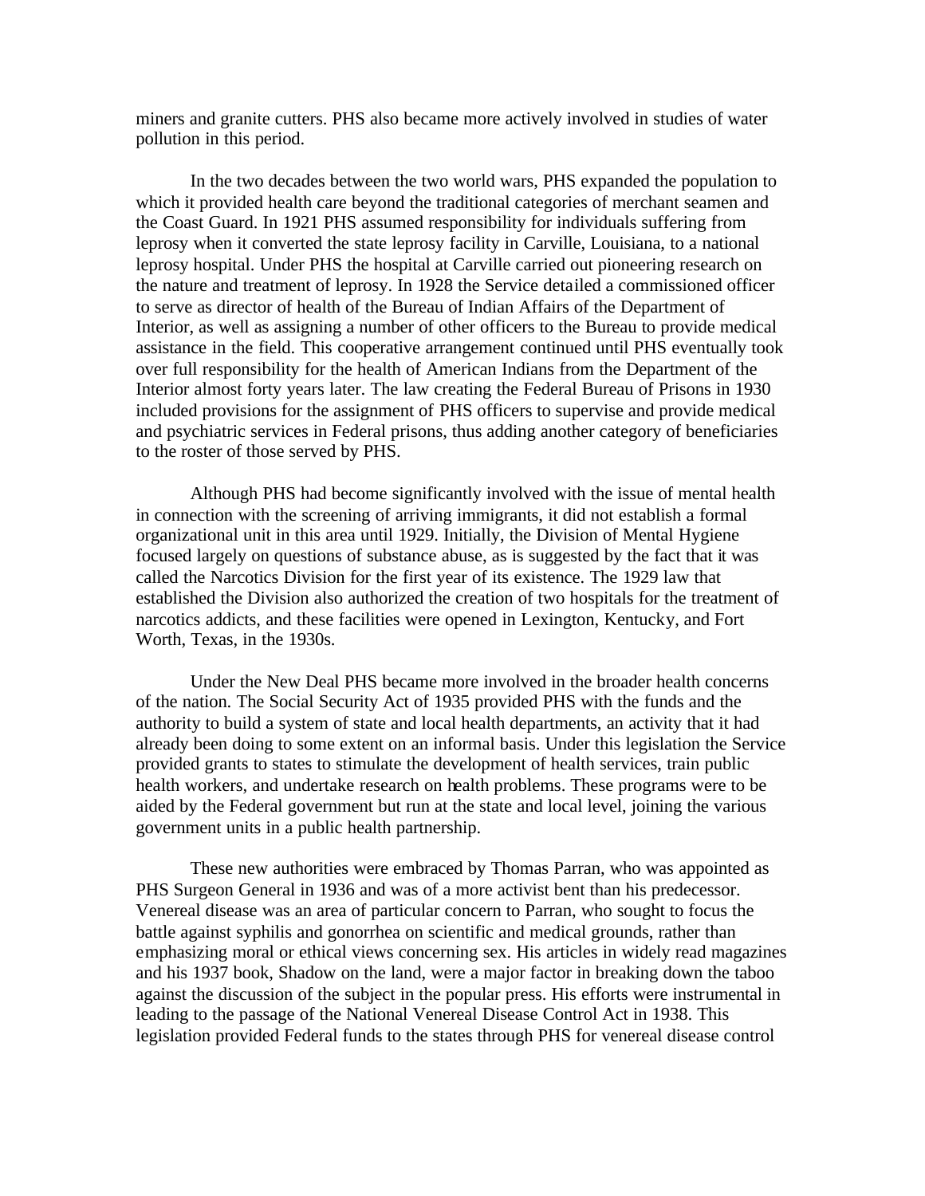miners and granite cutters. PHS also became more actively involved in studies of water pollution in this period.

In the two decades between the two world wars, PHS expanded the population to which it provided health care beyond the traditional categories of merchant seamen and the Coast Guard. In 1921 PHS assumed responsibility for individuals suffering from leprosy when it converted the state leprosy facility in Carville, Louisiana, to a national leprosy hospital. Under PHS the hospital at Carville carried out pioneering research on the nature and treatment of leprosy. In 1928 the Service detailed a commissioned officer to serve as director of health of the Bureau of Indian Affairs of the Department of Interior, as well as assigning a number of other officers to the Bureau to provide medical assistance in the field. This cooperative arrangement continued until PHS eventually took over full responsibility for the health of American Indians from the Department of the Interior almost forty years later. The law creating the Federal Bureau of Prisons in 1930 included provisions for the assignment of PHS officers to supervise and provide medical and psychiatric services in Federal prisons, thus adding another category of beneficiaries to the roster of those served by PHS.

Although PHS had become significantly involved with the issue of mental health in connection with the screening of arriving immigrants, it did not establish a formal organizational unit in this area until 1929. Initially, the Division of Mental Hygiene focused largely on questions of substance abuse, as is suggested by the fact that it was called the Narcotics Division for the first year of its existence. The 1929 law that established the Division also authorized the creation of two hospitals for the treatment of narcotics addicts, and these facilities were opened in Lexington, Kentucky, and Fort Worth, Texas, in the 1930s.

Under the New Deal PHS became more involved in the broader health concerns of the nation. The Social Security Act of 1935 provided PHS with the funds and the authority to build a system of state and local health departments, an activity that it had already been doing to some extent on an informal basis. Under this legislation the Service provided grants to states to stimulate the development of health services, train public health workers, and undertake research on health problems. These programs were to be aided by the Federal government but run at the state and local level, joining the various government units in a public health partnership.

These new authorities were embraced by Thomas Parran, who was appointed as PHS Surgeon General in 1936 and was of a more activist bent than his predecessor. Venereal disease was an area of particular concern to Parran, who sought to focus the battle against syphilis and gonorrhea on scientific and medical grounds, rather than emphasizing moral or ethical views concerning sex. His articles in widely read magazines and his 1937 book, Shadow on the land, were a major factor in breaking down the taboo against the discussion of the subject in the popular press. His efforts were instrumental in leading to the passage of the National Venereal Disease Control Act in 1938. This legislation provided Federal funds to the states through PHS for venereal disease control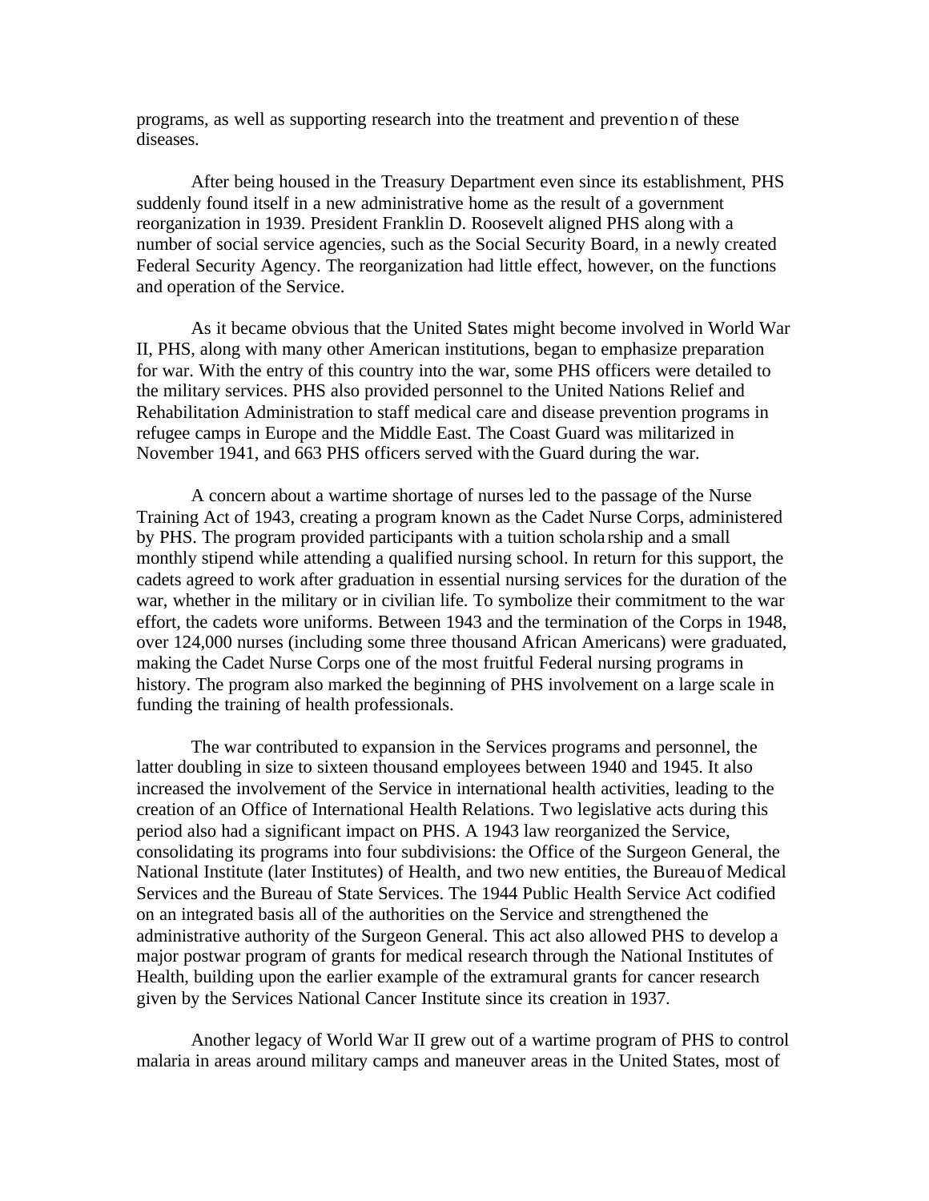programs, as well as supporting research into the treatment and prevention of these diseases.

After being housed in the Treasury Department even since its establishment, PHS suddenly found itself in a new administrative home as the result of a government reorganization in 1939. President Franklin D. Roosevelt aligned PHS along with a number of social service agencies, such as the Social Security Board, in a newly created Federal Security Agency. The reorganization had little effect, however, on the functions and operation of the Service.

As it became obvious that the United States might become involved in World War II, PHS, along with many other American institutions, began to emphasize preparation for war. With the entry of this country into the war, some PHS officers were detailed to the military services. PHS also provided personnel to the United Nations Relief and Rehabilitation Administration to staff medical care and disease prevention programs in refugee camps in Europe and the Middle East. The Coast Guard was militarized in November 1941, and 663 PHS officers served with the Guard during the war.

A concern about a wartime shortage of nurses led to the passage of the Nurse Training Act of 1943, creating a program known as the Cadet Nurse Corps, administered by PHS. The program provided participants with a tuition scholarship and a small monthly stipend while attending a qualified nursing school. In return for this support, the cadets agreed to work after graduation in essential nursing services for the duration of the war, whether in the military or in civilian life. To symbolize their commitment to the war effort, the cadets wore uniforms. Between 1943 and the termination of the Corps in 1948, over 124,000 nurses (including some three thousand African Americans) were graduated, making the Cadet Nurse Corps one of the most fruitful Federal nursing programs in history. The program also marked the beginning of PHS involvement on a large scale in funding the training of health professionals.

The war contributed to expansion in the Services programs and personnel, the latter doubling in size to sixteen thousand employees between 1940 and 1945. It also increased the involvement of the Service in international health activities, leading to the creation of an Office of International Health Relations. Two legislative acts during this period also had a significant impact on PHS. A 1943 law reorganized the Service, consolidating its programs into four subdivisions: the Office of the Surgeon General, the National Institute (later Institutes) of Health, and two new entities, the Bureau of Medical Services and the Bureau of State Services. The 1944 Public Health Service Act codified on an integrated basis all of the authorities on the Service and strengthened the administrative authority of the Surgeon General. This act also allowed PHS to develop a major postwar program of grants for medical research through the National Institutes of Health, building upon the earlier example of the extramural grants for cancer research given by the Services National Cancer Institute since its creation in 1937.

Another legacy of World War II grew out of a wartime program of PHS to control malaria in areas around military camps and maneuver areas in the United States, most of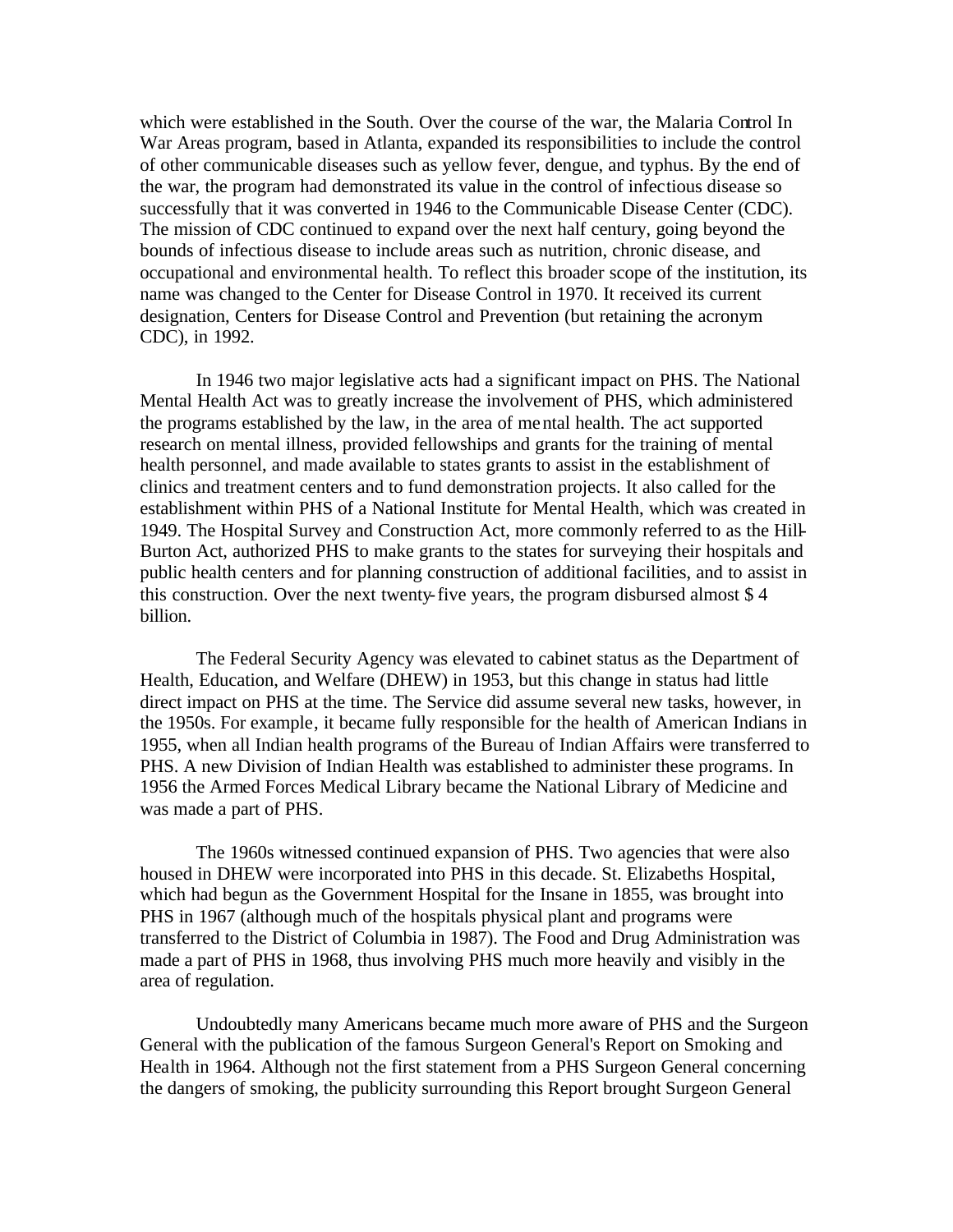which were established in the South. Over the course of the war, the Malaria Control In War Areas program, based in Atlanta, expanded its responsibilities to include the control of other communicable diseases such as yellow fever, dengue, and typhus. By the end of the war, the program had demonstrated its value in the control of infectious disease so successfully that it was converted in 1946 to the Communicable Disease Center (CDC). The mission of CDC continued to expand over the next half century, going beyond the bounds of infectious disease to include areas such as nutrition, chronic disease, and occupational and environmental health. To reflect this broader scope of the institution, its name was changed to the Center for Disease Control in 1970. It received its current designation, Centers for Disease Control and Prevention (but retaining the acronym CDC), in 1992.

In 1946 two major legislative acts had a significant impact on PHS. The National Mental Health Act was to greatly increase the involvement of PHS, which administered the programs established by the law, in the area of mental health. The act supported research on mental illness, provided fellowships and grants for the training of mental health personnel, and made available to states grants to assist in the establishment of clinics and treatment centers and to fund demonstration projects. It also called for the establishment within PHS of a National Institute for Mental Health, which was created in 1949. The Hospital Survey and Construction Act, more commonly referred to as the Hill-Burton Act, authorized PHS to make grants to the states for surveying their hospitals and public health centers and for planning construction of additional facilities, and to assist in this construction. Over the next twenty-five years, the program disbursed almost $ 4 billion.

The Federal Security Agency was elevated to cabinet status as the Department of Health, Education, and Welfare (DHEW) in 1953, but this change in status had little direct impact on PHS at the time. The Service did assume several new tasks, however, in the 1950s. For example, it became fully responsible for the health of American Indians in 1955, when all Indian health programs of the Bureau of Indian Affairs were transferred to PHS. A new Division of Indian Health was established to administer these programs. In 1956 the Armed Forces Medical Library became the National Library of Medicine and was made a part of PHS.

The 1960s witnessed continued expansion of PHS. Two agencies that were also housed in DHEW were incorporated into PHS in this decade. St. Elizabeths Hospital, which had begun as the Government Hospital for the Insane in 1855, was brought into PHS in 1967 (although much of the hospitals physical plant and programs were transferred to the District of Columbia in 1987). The Food and Drug Administration was made a part of PHS in 1968, thus involving PHS much more heavily and visibly in the area of regulation.

Undoubtedly many Americans became much more aware of PHS and the Surgeon General with the publication of the famous Surgeon General's Report on Smoking and Health in 1964. Although not the first statement from a PHS Surgeon General concerning the dangers of smoking, the publicity surrounding this Report brought Surgeon General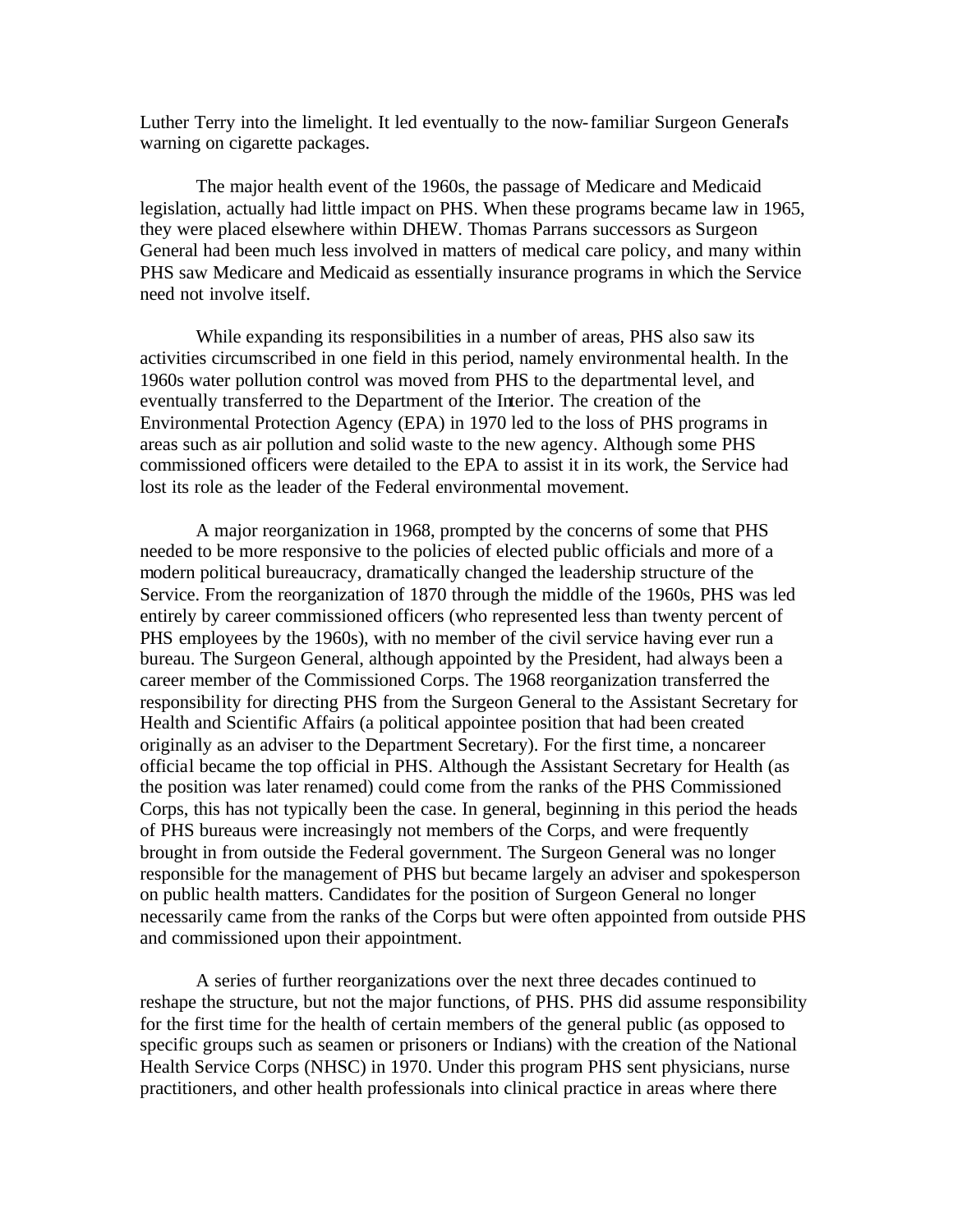Luther Terry into the limelight. It led eventually to the now-familiar Surgeon General's warning on cigarette packages.

The major health event of the 1960s, the passage of Medicare and Medicaid legislation, actually had little impact on PHS. When these programs became law in 1965, they were placed elsewhere within DHEW. Thomas Parrans successors as Surgeon General had been much less involved in matters of medical care policy, and many within PHS saw Medicare and Medicaid as essentially insurance programs in which the Service need not involve itself.

While expanding its responsibilities in a number of areas, PHS also saw its activities circumscribed in one field in this period, namely environmental health. In the 1960s water pollution control was moved from PHS to the departmental level, and eventually transferred to the Department of the Interior. The creation of the Environmental Protection Agency (EPA) in 1970 led to the loss of PHS programs in areas such as air pollution and solid waste to the new agency. Although some PHS commissioned officers were detailed to the EPA to assist it in its work, the Service had lost its role as the leader of the Federal environmental movement.

A major reorganization in 1968, prompted by the concerns of some that PHS needed to be more responsive to the policies of elected public officials and more of a modern political bureaucracy, dramatically changed the leadership structure of the Service. From the reorganization of 1870 through the middle of the 1960s, PHS was led entirely by career commissioned officers (who represented less than twenty percent of PHS employees by the 1960s), with no member of the civil service having ever run a bureau. The Surgeon General, although appointed by the President, had always been a career member of the Commissioned Corps. The 1968 reorganization transferred the responsibility for directing PHS from the Surgeon General to the Assistant Secretary for Health and Scientific Affairs (a political appointee position that had been created originally as an adviser to the Department Secretary). For the first time, a noncareer official became the top official in PHS. Although the Assistant Secretary for Health (as the position was later renamed) could come from the ranks of the PHS Commissioned Corps, this has not typically been the case. In general, beginning in this period the heads of PHS bureaus were increasingly not members of the Corps, and were frequently brought in from outside the Federal government. The Surgeon General was no longer responsible for the management of PHS but became largely an adviser and spokesperson on public health matters. Candidates for the position of Surgeon General no longer necessarily came from the ranks of the Corps but were often appointed from outside PHS and commissioned upon their appointment.

A series of further reorganizations over the next three decades continued to reshape the structure, but not the major functions, of PHS. PHS did assume responsibility for the first time for the health of certain members of the general public (as opposed to specific groups such as seamen or prisoners or Indians) with the creation of the National Health Service Corps (NHSC) in 1970. Under this program PHS sent physicians, nurse practitioners, and other health professionals into clinical practice in areas where there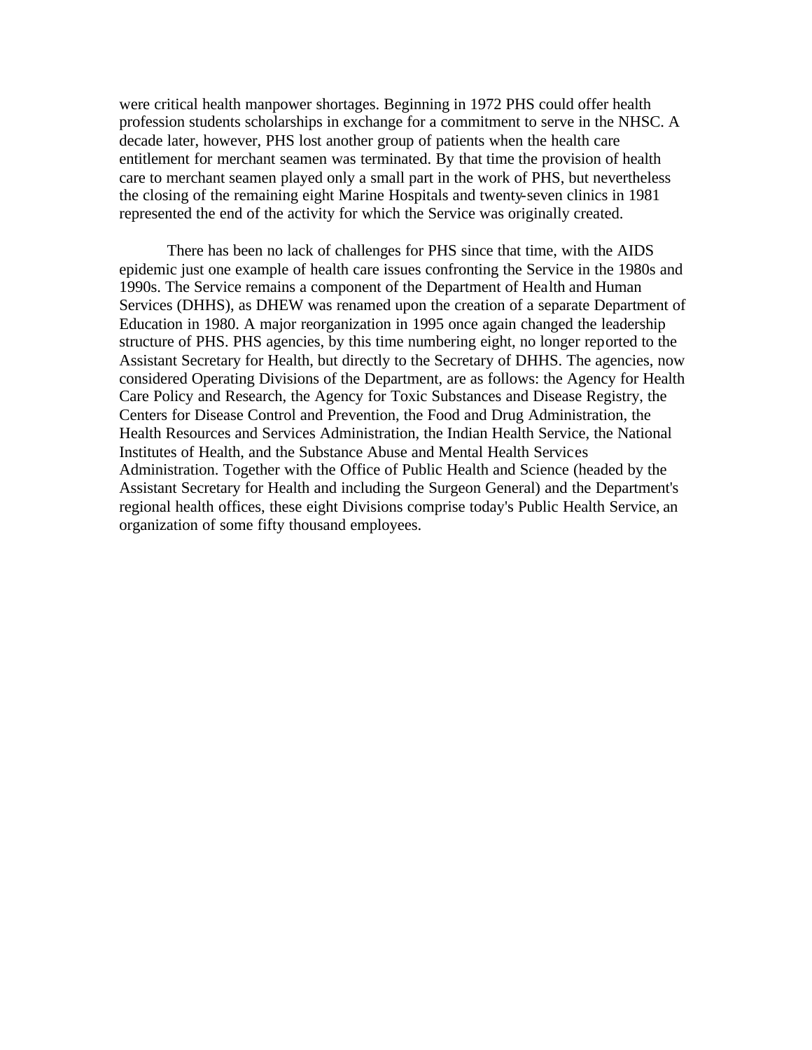were critical health manpower shortages. Beginning in 1972 PHS could offer health profession students scholarships in exchange for a commitment to serve in the NHSC. A decade later, however, PHS lost another group of patients when the health care entitlement for merchant seamen was terminated. By that time the provision of health care to merchant seamen played only a small part in the work of PHS, but nevertheless the closing of the remaining eight Marine Hospitals and twenty-seven clinics in 1981 represented the end of the activity for which the Service was originally created.

There has been no lack of challenges for PHS since that time, with the AIDS epidemic just one example of health care issues confronting the Service in the 1980s and 1990s. The Service remains a component of the Department of Health and Human Services (DHHS), as DHEW was renamed upon the creation of a separate Department of Education in 1980. A major reorganization in 1995 once again changed the leadership structure of PHS. PHS agencies, by this time numbering eight, no longer reported to the Assistant Secretary for Health, but directly to the Secretary of DHHS. The agencies, now considered Operating Divisions of the Department, are as follows: the Agency for Health Care Policy and Research, the Agency for Toxic Substances and Disease Registry, the Centers for Disease Control and Prevention, the Food and Drug Administration, the Health Resources and Services Administration, the Indian Health Service, the National Institutes of Health, and the Substance Abuse and Mental Health Services Administration. Together with the Office of Public Health and Science (headed by the Assistant Secretary for Health and including the Surgeon General) and the Department's regional health offices, these eight Divisions comprise today's Public Health Service, an organization of some fifty thousand employees.